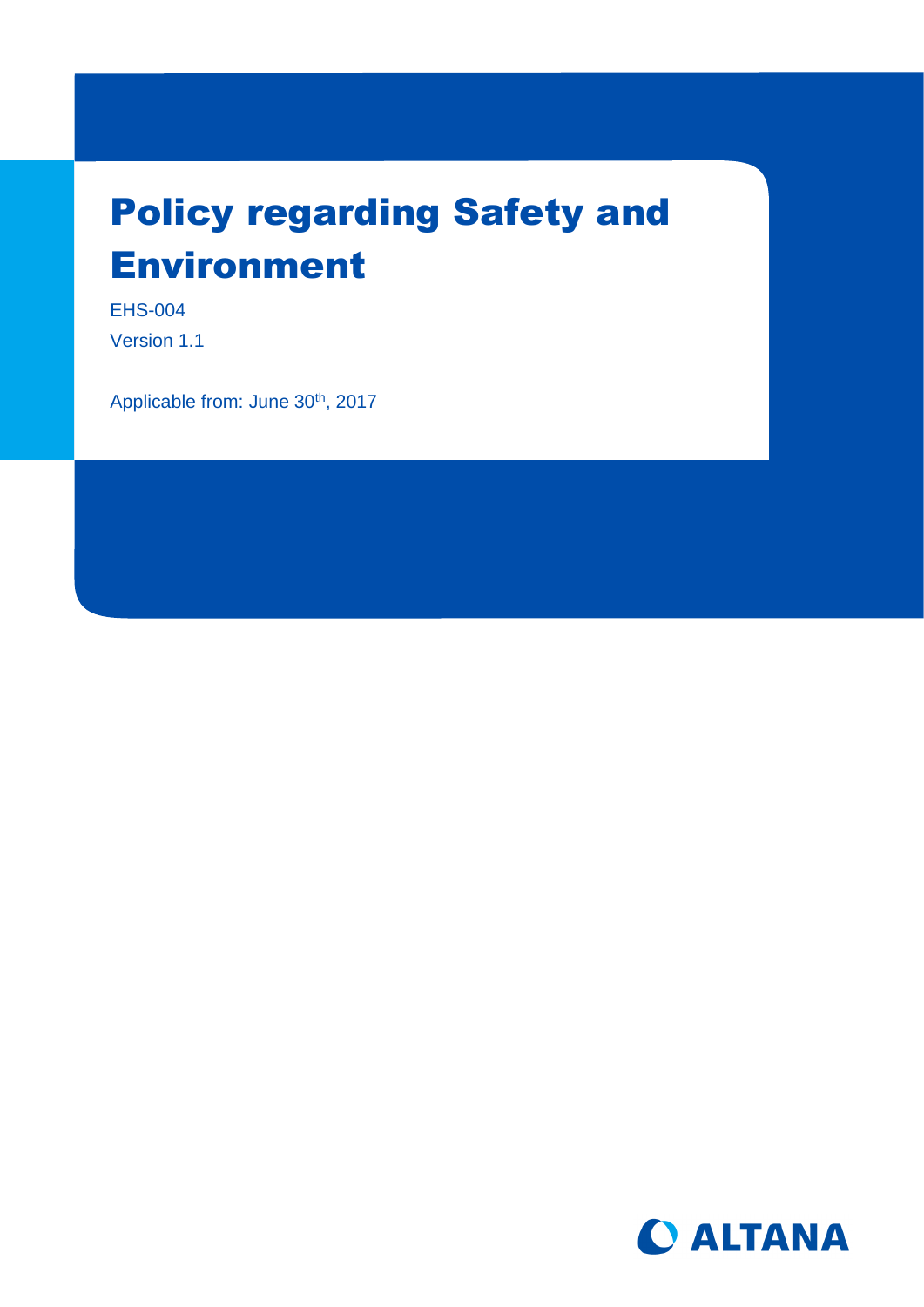# Policy regarding Safety and Environment

EHS-004

Version 1.1

Applicable from: June 30th, 2017

ALTANA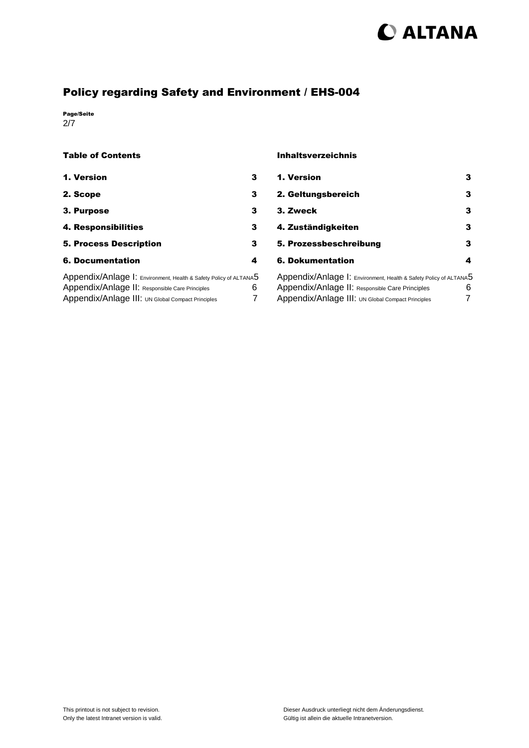# Policy regarding Safety and Environment / EHS-004

**Page/Seite**
2/7

## Table of Contents

| | |
|---|---|
| **1. Version** | **3** |
| **2. Scope** | **3** |
| **3. Purpose** | **3** |
| **4. Responsibilities** | **3** |
| **5. Process Description** | **3** |
| **6. Documentation** | **4** |
| Appendix/Anlage I: Environment, Health & Safety Policy of ALTANA | 5 |
| Appendix/Anlage II: Responsible Care Principles | 6 |
| Appendix/Anlage III: UN Global Compact Principles | 7 |

## Inhaltsverzeichnis

| | |
|---|---|
| **1. Version** | **3** |
| **2. Geltungsbereich** | **3** |
| **3. Zweck** | **3** |
| **4. Zuständigkeiten** | **3** |
| **5. Prozessbeschreibung** | **3** |
| **6. Dokumentation** | **4** |
| Appendix/Anlage I: Environment, Health & Safety Policy of ALTANA | 5 |
| Appendix/Anlage II: Responsible Care Principles | 6 |
| Appendix/Anlage III: UN Global Compact Principles | 7 |

This printout is not subject to revision.
Only the latest Intranet version is valid.

Dieser Ausdruck unterliegt nicht dem Änderungsdienst.
Gültig ist allein die aktuelle Intranetversion.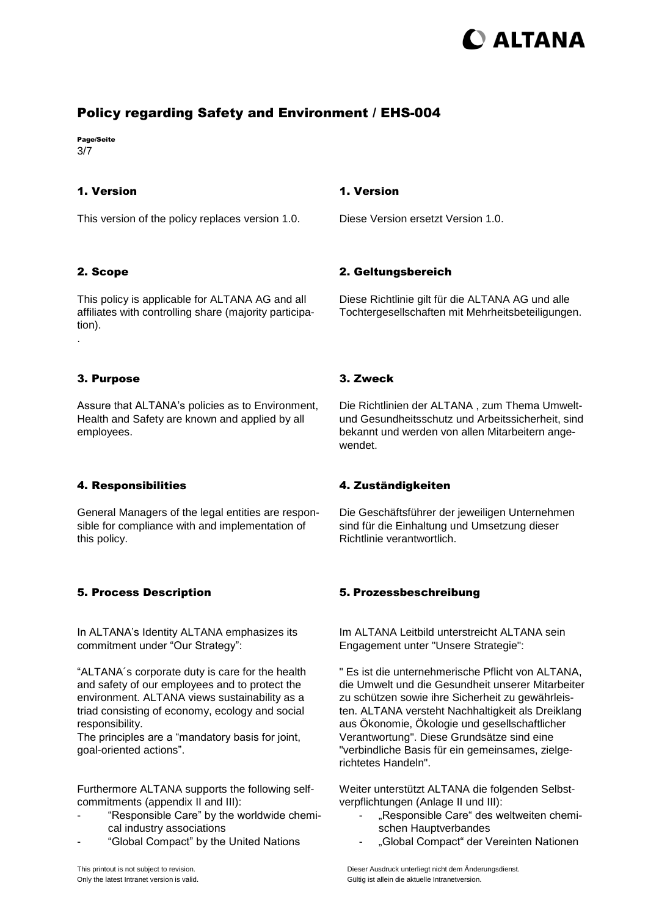## Policy regarding Safety and Environment / EHS-004

### 1. Version

This version of the policy replaces version 1.0.

### 1. Version

Diese Version ersetzt Version 1.0.

### 2. Scope

This policy is applicable for ALTANA AG and all affiliates with controlling share (majority participation).

.

### 2. Geltungsbereich

Diese Richtlinie gilt für die ALTANA AG und alle Tochtergesellschaften mit Mehrheitsbeteiligungen.

### 3. Purpose

Assure that ALTANA's policies as to Environment, Health and Safety are known and applied by all employees.

### 3. Zweck

Die Richtlinien der ALTANA , zum Thema Umwelt- und Gesundheitsschutz und Arbeitssicherheit, sind bekannt und werden von allen Mitarbeitern angewendet.

### 4. Responsibilities

General Managers of the legal entities are responsible for compliance with and implementation of this policy.

### 4. Zuständigkeiten

Die Geschäftsführer der jeweiligen Unternehmen sind für die Einhaltung und Umsetzung dieser Richtlinie verantwortlich.

### 5. Process Description

In ALTANA's Identity ALTANA emphasizes its commitment under "Our Strategy":

"ALTANA´s corporate duty is care for the health and safety of our employees and to protect the environment. ALTANA views sustainability as a triad consisting of economy, ecology and social responsibility.
The principles are a "mandatory basis for joint, goal-oriented actions".

Furthermore ALTANA supports the following self-commitments (appendix II and III):

- "Responsible Care" by the worldwide chemical industry associations
- "Global Compact" by the United Nations

### 5. Prozessbeschreibung

Im ALTANA Leitbild unterstreicht ALTANA sein Engagement unter "Unsere Strategie":

" Es ist die unternehmerische Pflicht von ALTANA, die Umwelt und die Gesundheit unserer Mitarbeiter zu schützen sowie ihre Sicherheit zu gewährleisten. ALTANA versteht Nachhaltigkeit als Dreiklang aus Ökonomie, Ökologie und gesellschaftlicher Verantwortung". Diese Grundsätze sind eine "verbindliche Basis für ein gemeinsames, zielgerichtetes Handeln".

Weiter unterstützt ALTANA die folgenden Selbstverpflichtungen (Anlage II und III):

- „Responsible Care" des weltweiten chemischen Hauptverbandes
- „Global Compact" der Vereinten Nationen

This printout is not subject to revision.
Only the latest Intranet version is valid.

Dieser Ausdruck unterliegt nicht dem Änderungsdienst.
Gültig ist allein die aktuelle Intranetversion.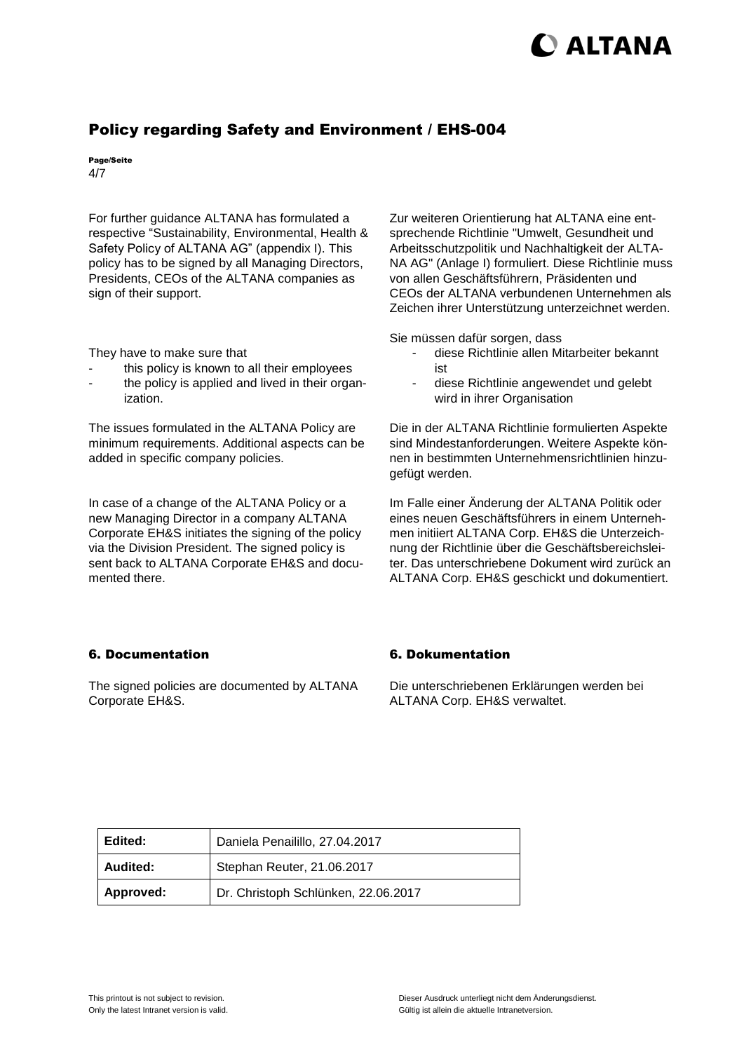For further guidance ALTANA has formulated a respective "Sustainability, Environmental, Health & Safety Policy of ALTANA AG" (appendix I). This policy has to be signed by all Managing Directors, Presidents, CEOs of the ALTANA companies as sign of their support.

Zur weiteren Orientierung hat ALTANA eine entsprechende Richtlinie "Umwelt, Gesundheit und Arbeitsschutzpolitik und Nachhaltigkeit der ALTANA AG" (Anlage I) formuliert. Diese Richtlinie muss von allen Geschäftsführern, Präsidenten und CEOs der ALTANA verbundenen Unternehmen als Zeichen ihrer Unterstützung unterzeichnet werden.

They have to make sure that

- this policy is known to all their employees
- the policy is applied and lived in their organization.

Sie müssen dafür sorgen, dass

- diese Richtlinie allen Mitarbeiter bekannt ist
- diese Richtlinie angewendet und gelebt wird in ihrer Organisation

The issues formulated in the ALTANA Policy are minimum requirements. Additional aspects can be added in specific company policies.

Die in der ALTANA Richtlinie formulierten Aspekte sind Mindestanforderungen. Weitere Aspekte können in bestimmten Unternehmensrichtlinien hinzugefügt werden.

In case of a change of the ALTANA Policy or a new Managing Director in a company ALTANA Corporate EH&S initiates the signing of the policy via the Division President. The signed policy is sent back to ALTANA Corporate EH&S and documented there.

Im Falle einer Änderung der ALTANA Politik oder eines neuen Geschäftsführers in einem Unternehmen initiiert ALTANA Corp. EH&S die Unterzeichnung der Richtlinie über die Geschäftsbereichsleiter. Das unterschriebene Dokument wird zurück an ALTANA Corp. EH&S geschickt und dokumentiert.

## 6. Documentation

The signed policies are documented by ALTANA Corporate EH&S.

## 6. Dokumentation

Die unterschriebenen Erklärungen werden bei ALTANA Corp. EH&S verwaltet.

| **Edited:** | Daniela Penailillo, 27.04.2017 |
|---|---|
| **Audited:** | Stephan Reuter, 21.06.2017 |
| **Approved:** | Dr. Christoph Schlünken, 22.06.2017 |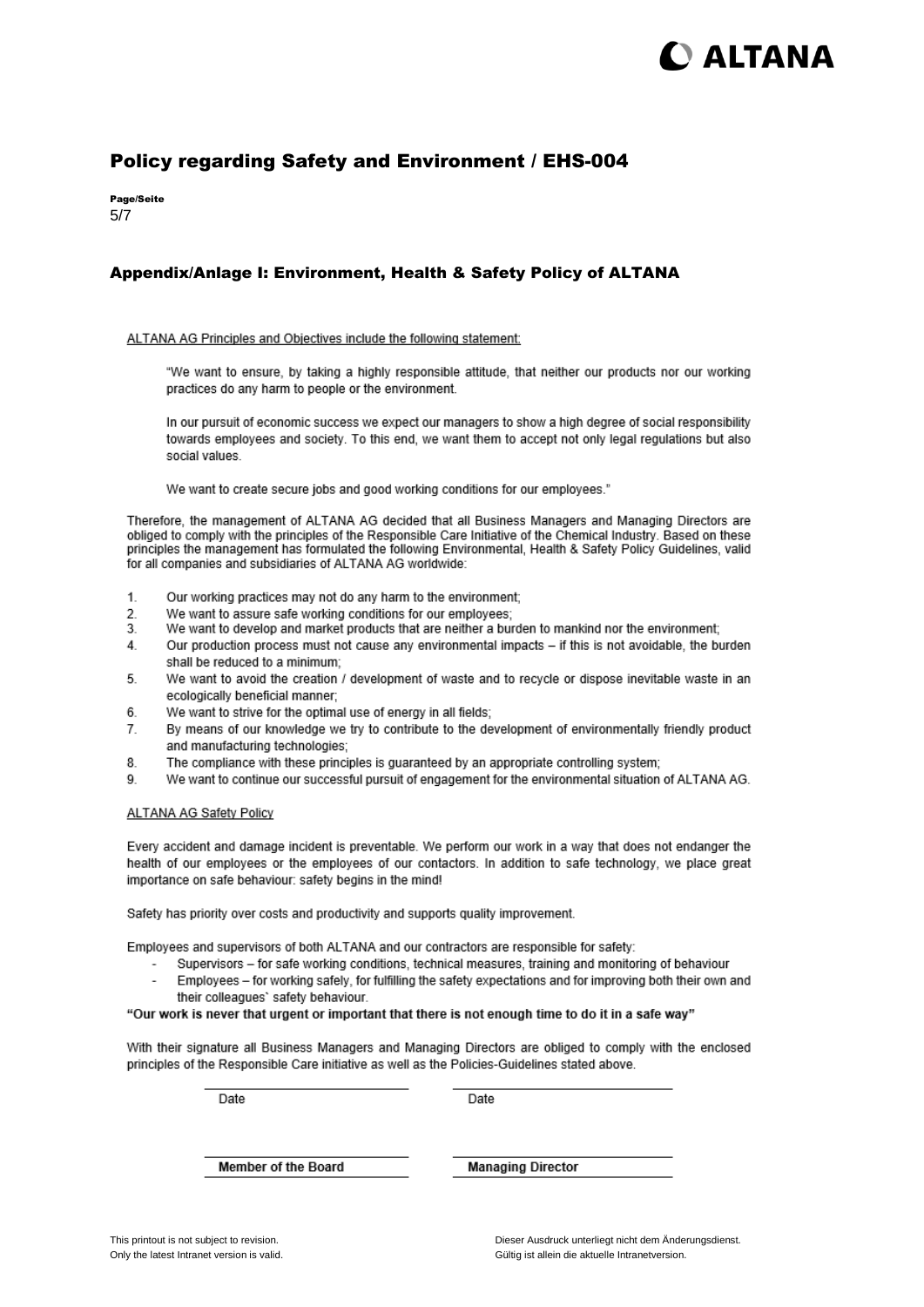# Policy regarding Safety and Environment / EHS-004

## Appendix/Anlage I: Environment, Health & Safety Policy of ALTANA

ALTANA AG Principles and Objectives include the following statement:

> "We want to ensure, by taking a highly responsible attitude, that neither our products nor our working practices do any harm to people or the environment.
>
> In our pursuit of economic success we expect our managers to show a high degree of social responsibility towards employees and society. To this end, we want them to accept not only legal regulations but also social values.
>
> We want to create secure jobs and good working conditions for our employees."

Therefore, the management of ALTANA AG decided that all Business Managers and Managing Directors are obliged to comply with the principles of the Responsible Care Initiative of the Chemical Industry. Based on these principles the management has formulated the following Environmental, Health & Safety Policy Guidelines, valid for all companies and subsidiaries of ALTANA AG worldwide:

1. Our working practices may not do any harm to the environment;
2. We want to assure safe working conditions for our employees;
3. We want to develop and market products that are neither a burden to mankind nor the environment;
4. Our production process must not cause any environmental impacts – if this is not avoidable, the burden shall be reduced to a minimum;
5. We want to avoid the creation / development of waste and to recycle or dispose inevitable waste in an ecologically beneficial manner;
6. We want to strive for the optimal use of energy in all fields;
7. By means of our knowledge we try to contribute to the development of environmentally friendly product and manufacturing technologies;
8. The compliance with these principles is guaranteed by an appropriate controlling system;
9. We want to continue our successful pursuit of engagement for the environmental situation of ALTANA AG.

ALTANA AG Safety Policy

Every accident and damage incident is preventable. We perform our work in a way that does not endanger the health of our employees or the employees of our contactors. In addition to safe technology, we place great importance on safe behaviour: safety begins in the mind!

Safety has priority over costs and productivity and supports quality improvement.

Employees and supervisors of both ALTANA and our contractors are responsible for safety:

- Supervisors – for safe working conditions, technical measures, training and monitoring of behaviour
- Employees – for working safely, for fulfilling the safety expectations and for improving both their own and their colleagues` safety behaviour.

**"Our work is never that urgent or important that there is not enough time to do it in a safe way"**

With their signature all Business Managers and Managing Directors are obliged to comply with the enclosed principles of the Responsible Care initiative as well as the Policies-Guidelines stated above.

| Date | Date |
|---|---|
| **Member of the Board** | **Managing Director** |

This printout is not subject to revision.
Only the latest Intranet version is valid.

Dieser Ausdruck unterliegt nicht dem Änderungsdienst.
Gültig ist allein die aktuelle Intranetversion.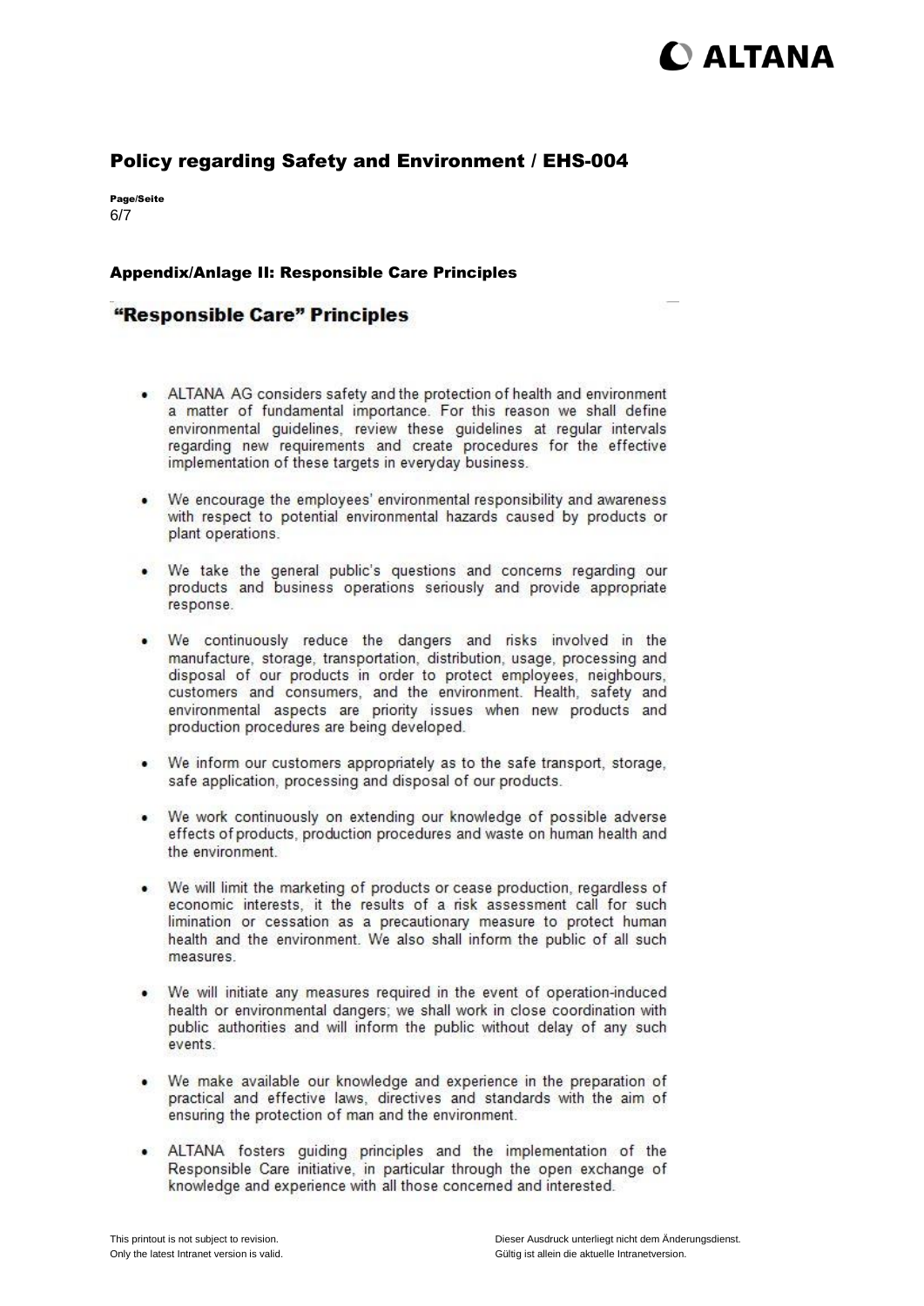## Appendix/Anlage II: Responsible Care Principles

### "Responsible Care" Principles

- ALTANA AG considers safety and the protection of health and environment a matter of fundamental importance. For this reason we shall define environmental guidelines, review these guidelines at regular intervals regarding new requirements and create procedures for the effective implementation of these targets in everyday business.
- We encourage the employees' environmental responsibility and awareness with respect to potential environmental hazards caused by products or plant operations.
- We take the general public's questions and concerns regarding our products and business operations seriously and provide appropriate response.
- We continuously reduce the dangers and risks involved in the manufacture, storage, transportation, distribution, usage, processing and disposal of our products in order to protect employees, neighbours, customers and consumers, and the environment. Health, safety and environmental aspects are priority issues when new products and production procedures are being developed.
- We inform our customers appropriately as to the safe transport, storage, safe application, processing and disposal of our products.
- We work continuously on extending our knowledge of possible adverse effects of products, production procedures and waste on human health and the environment.
- We will limit the marketing of products or cease production, regardless of economic interests, it the results of a risk assessment call for such limination or cessation as a precautionary measure to protect human health and the environment. We also shall inform the public of all such measures.
- We will initiate any measures required in the event of operation-induced health or environmental dangers; we shall work in close coordination with public authorities and will inform the public without delay of any such events.
- We make available our knowledge and experience in the preparation of practical and effective laws, directives and standards with the aim of ensuring the protection of man and the environment.
- ALTANA fosters guiding principles and the implementation of the Responsible Care initiative, in particular through the open exchange of knowledge and experience with all those concerned and interested.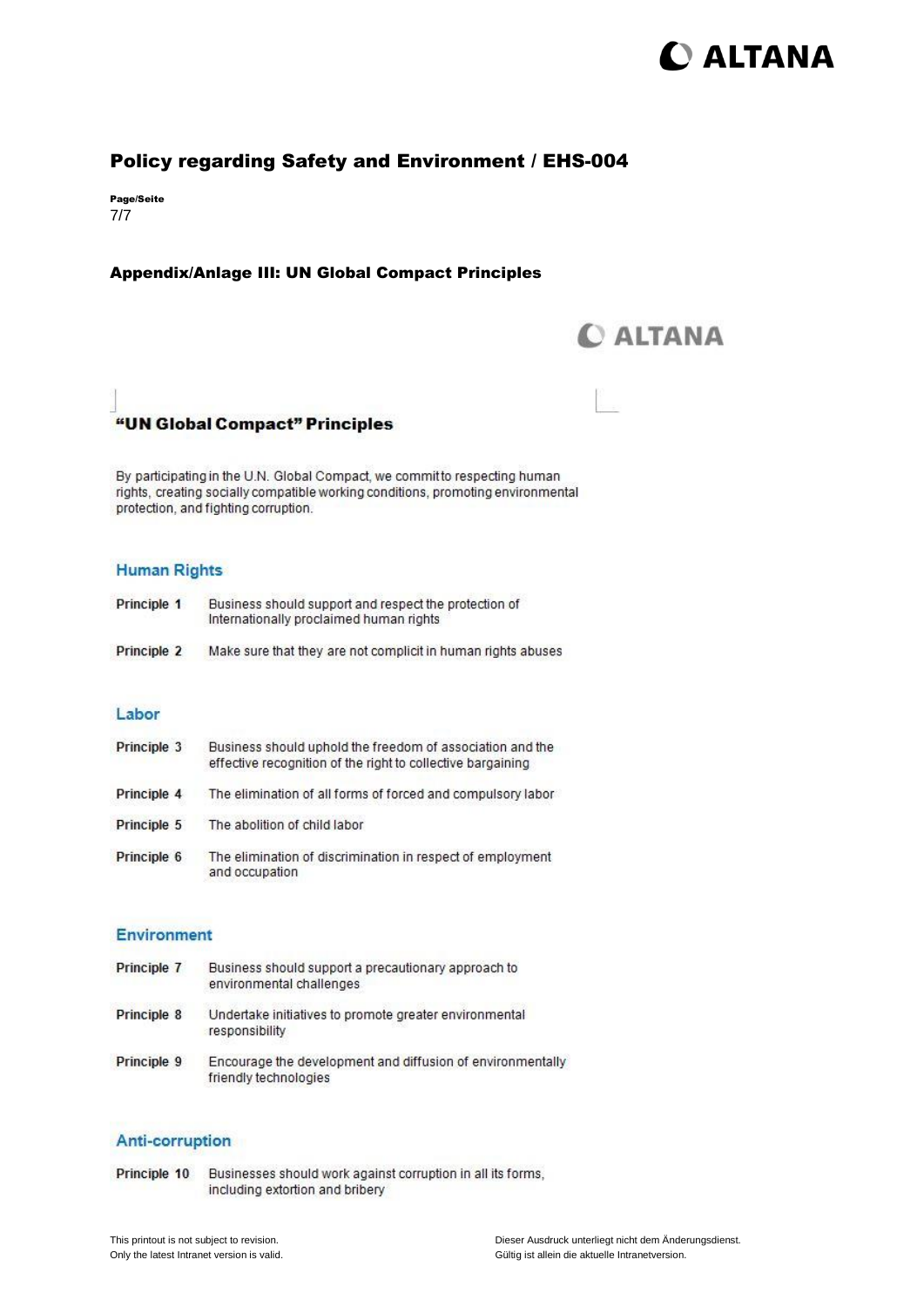## Appendix/Anlage III: UN Global Compact Principles

### "UN Global Compact" Principles

By participating in the U.N. Global Compact, we commit to respecting human rights, creating socially compatible working conditions, promoting environmental protection, and fighting corruption.

#### Human Rights

| | |
|---|---|
| **Principle 1** | Business should support and respect the protection of Internationally proclaimed human rights |
| **Principle 2** | Make sure that they are not complicit in human rights abuses |

#### Labor

| | |
|---|---|
| **Principle 3** | Business should uphold the freedom of association and the effective recognition of the right to collective bargaining |
| **Principle 4** | The elimination of all forms of forced and compulsory labor |
| **Principle 5** | The abolition of child labor |
| **Principle 6** | The elimination of discrimination in respect of employment and occupation |

#### Environment

| | |
|---|---|
| **Principle 7** | Business should support a precautionary approach to environmental challenges |
| **Principle 8** | Undertake initiatives to promote greater environmental responsibility |
| **Principle 9** | Encourage the development and diffusion of environmentally friendly technologies |

#### Anti-corruption

| | |
|---|---|
| **Principle 10** | Businesses should work against corruption in all its forms, including extortion and bribery |